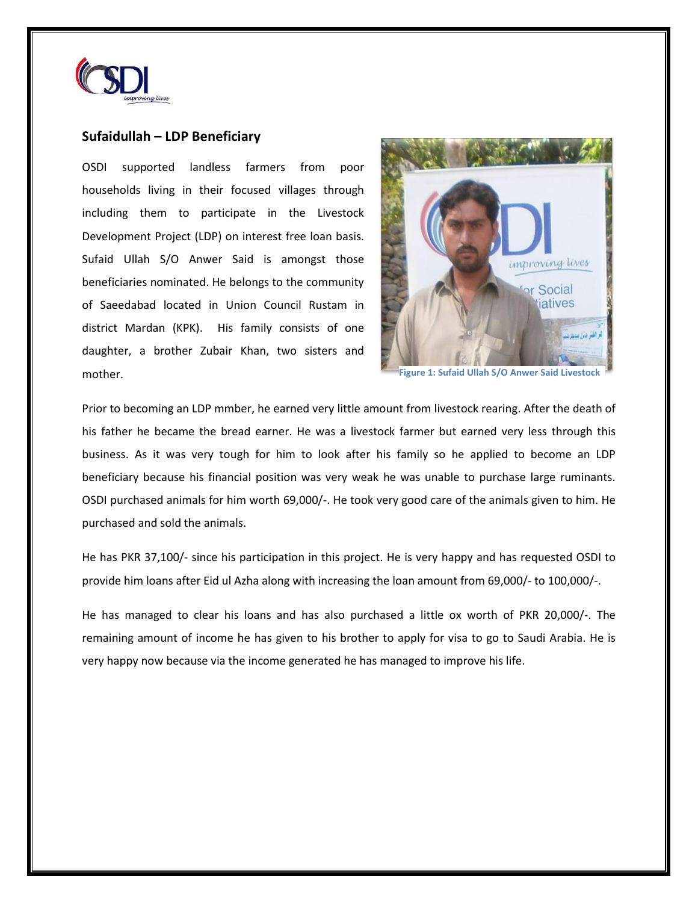## Sufaidullah – LDP Beneficiary

OSDI supported landless farmers from poor households living in their focused villages through including them to participate in the Livestock Development Project (LDP) on interest free loan basis. Sufaid Ullah S/O Anwer Said is amongst those beneficiaries nominated. He belongs to the community of Saeedabad located in Union Council Rustam in district Mardan (KPK). His family consists of one daughter, a brother Zubair Khan, two sisters and mother.

Figure 1: Sufaid Ullah S/O Anwer Said Livestock

Prior to becoming an LDP mmber, he earned very little amount from livestock rearing. After the death of his father he became the bread earner. He was a livestock farmer but earned very less through this business. As it was very tough for him to look after his family so he applied to become an LDP beneficiary because his financial position was very weak he was unable to purchase large ruminants. OSDI purchased animals for him worth 69,000/-. He took very good care of the animals given to him. He purchased and sold the animals.

He has PKR 37,100/- since his participation in this project. He is very happy and has requested OSDI to provide him loans after Eid ul Azha along with increasing the loan amount from 69,000/- to 100,000/-.

He has managed to clear his loans and has also purchased a little ox worth of PKR 20,000/-. The remaining amount of income he has given to his brother to apply for visa to go to Saudi Arabia. He is very happy now because via the income generated he has managed to improve his life.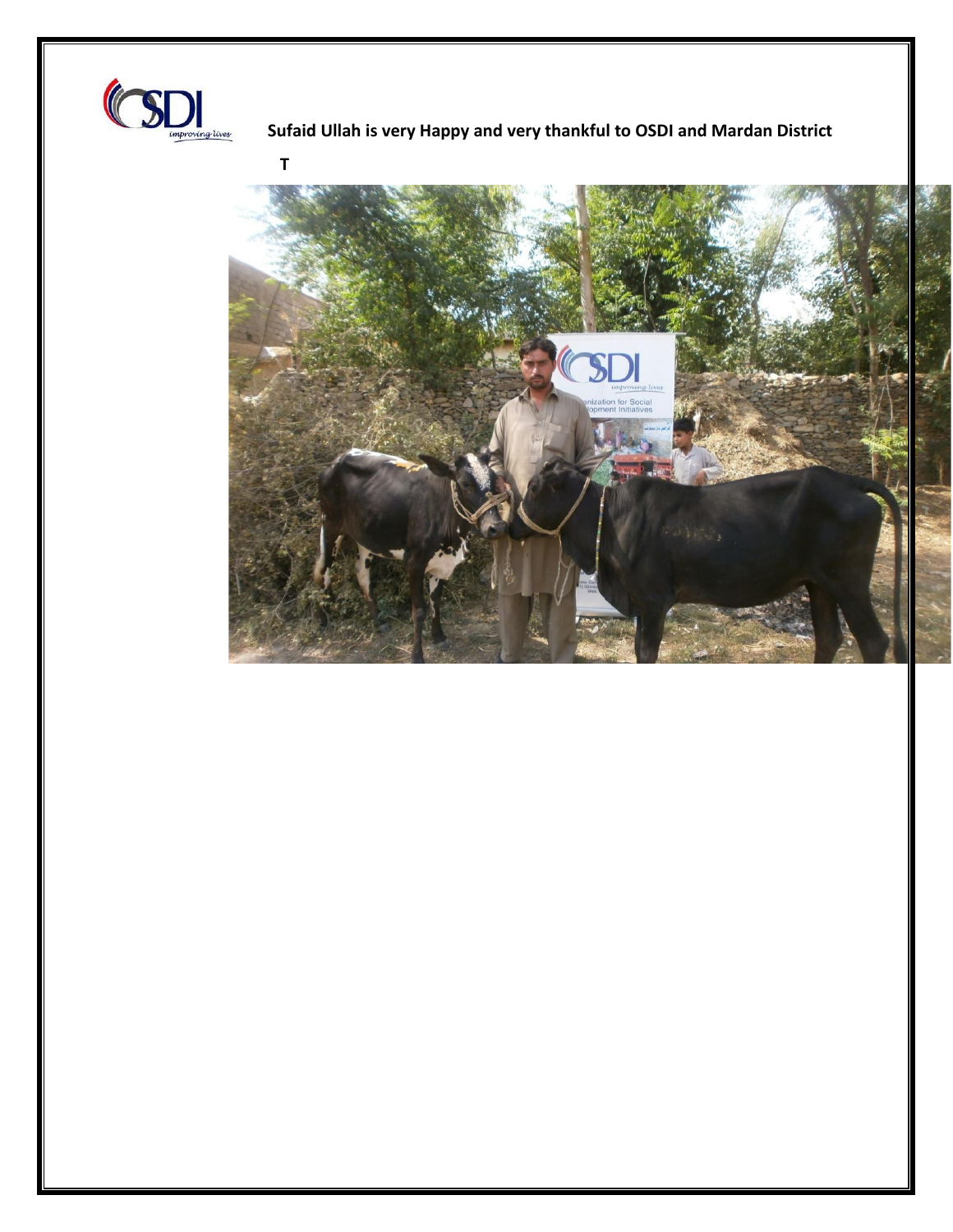**Sufaid Ullah is very Happy and very thankful to OSDI and Mardan District**

**T**